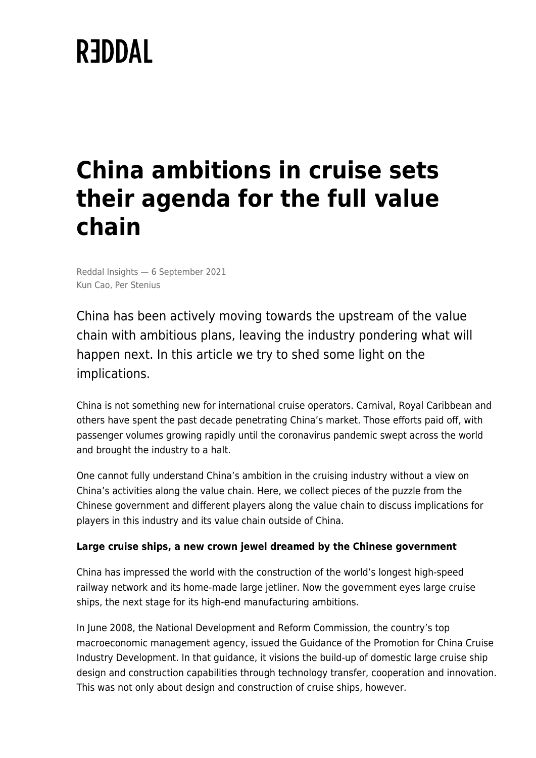REDDAL

# China ambitions in cruise sets their agenda for the full value chain

Reddal Insights — 6 September 2021
Kun Cao, Per Stenius

China has been actively moving towards the upstream of the value chain with ambitious plans, leaving the industry pondering what will happen next. In this article we try to shed some light on the implications.

China is not something new for international cruise operators. Carnival, Royal Caribbean and others have spent the past decade penetrating China's market. Those efforts paid off, with passenger volumes growing rapidly until the coronavirus pandemic swept across the world and brought the industry to a halt.

One cannot fully understand China's ambition in the cruising industry without a view on China's activities along the value chain. Here, we collect pieces of the puzzle from the Chinese government and different players along the value chain to discuss implications for players in this industry and its value chain outside of China.

**Large cruise ships, a new crown jewel dreamed by the Chinese government**

China has impressed the world with the construction of the world's longest high-speed railway network and its home-made large jetliner. Now the government eyes large cruise ships, the next stage for its high-end manufacturing ambitions.

In June 2008, the National Development and Reform Commission, the country's top macroeconomic management agency, issued the Guidance of the Promotion for China Cruise Industry Development. In that guidance, it visions the build-up of domestic large cruise ship design and construction capabilities through technology transfer, cooperation and innovation. This was not only about design and construction of cruise ships, however.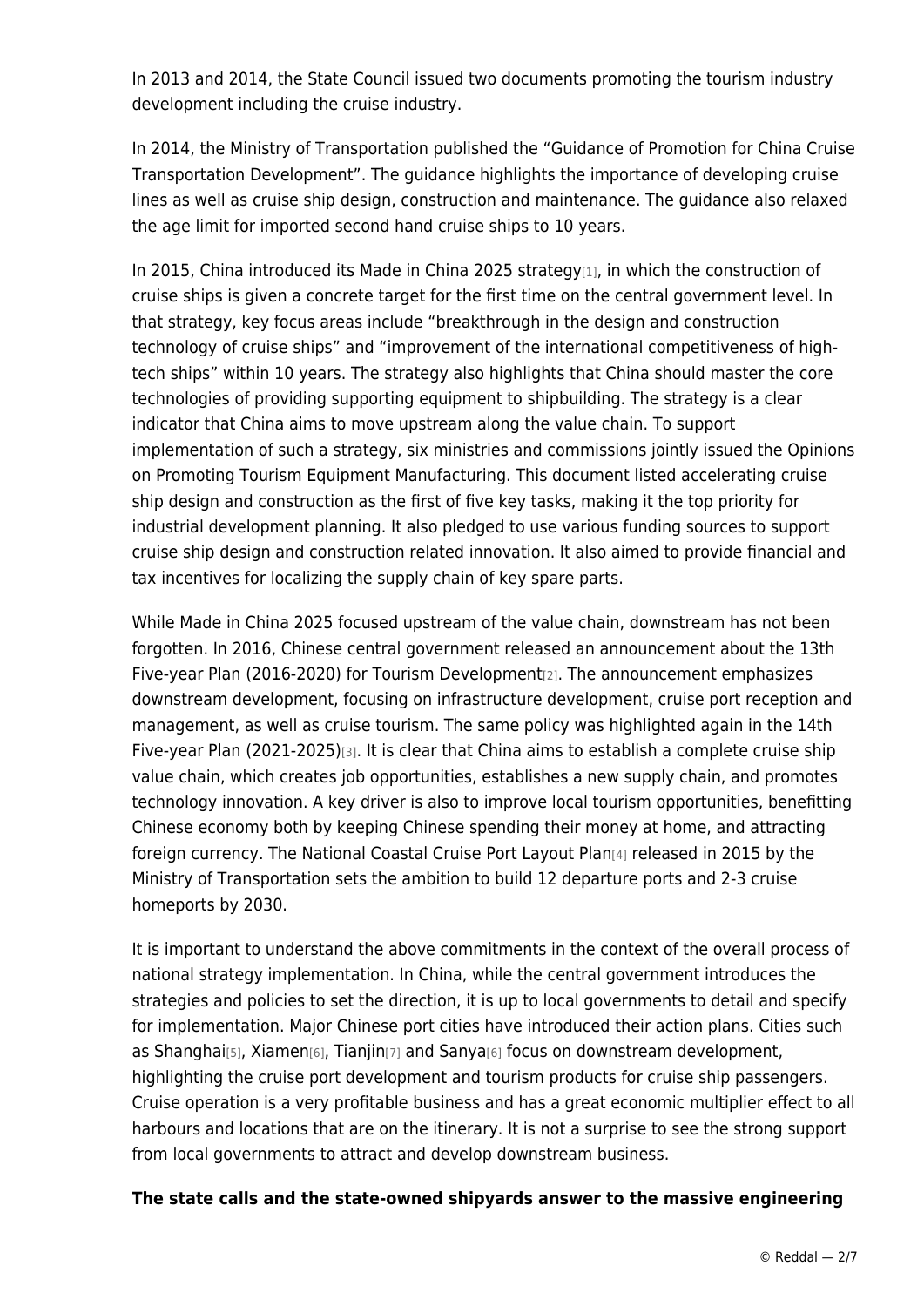In 2013 and 2014, the State Council issued two documents promoting the tourism industry development including the cruise industry.

In 2014, the Ministry of Transportation published the "Guidance of Promotion for China Cruise Transportation Development". The guidance highlights the importance of developing cruise lines as well as cruise ship design, construction and maintenance. The guidance also relaxed the age limit for imported second hand cruise ships to 10 years.

In 2015, China introduced its Made in China 2025 strategy[1], in which the construction of cruise ships is given a concrete target for the first time on the central government level. In that strategy, key focus areas include "breakthrough in the design and construction technology of cruise ships" and "improvement of the international competitiveness of high-tech ships" within 10 years. The strategy also highlights that China should master the core technologies of providing supporting equipment to shipbuilding. The strategy is a clear indicator that China aims to move upstream along the value chain. To support implementation of such a strategy, six ministries and commissions jointly issued the Opinions on Promoting Tourism Equipment Manufacturing. This document listed accelerating cruise ship design and construction as the first of five key tasks, making it the top priority for industrial development planning. It also pledged to use various funding sources to support cruise ship design and construction related innovation. It also aimed to provide financial and tax incentives for localizing the supply chain of key spare parts.

While Made in China 2025 focused upstream of the value chain, downstream has not been forgotten. In 2016, Chinese central government released an announcement about the 13th Five-year Plan (2016-2020) for Tourism Development[2]. The announcement emphasizes downstream development, focusing on infrastructure development, cruise port reception and management, as well as cruise tourism. The same policy was highlighted again in the 14th Five-year Plan (2021-2025)[3]. It is clear that China aims to establish a complete cruise ship value chain, which creates job opportunities, establishes a new supply chain, and promotes technology innovation. A key driver is also to improve local tourism opportunities, benefitting Chinese economy both by keeping Chinese spending their money at home, and attracting foreign currency. The National Coastal Cruise Port Layout Plan[4] released in 2015 by the Ministry of Transportation sets the ambition to build 12 departure ports and 2-3 cruise homeports by 2030.

It is important to understand the above commitments in the context of the overall process of national strategy implementation. In China, while the central government introduces the strategies and policies to set the direction, it is up to local governments to detail and specify for implementation. Major Chinese port cities have introduced their action plans. Cities such as Shanghai[5], Xiamen[6], Tianjin[7] and Sanya[6] focus on downstream development, highlighting the cruise port development and tourism products for cruise ship passengers. Cruise operation is a very profitable business and has a great economic multiplier effect to all harbours and locations that are on the itinerary. It is not a surprise to see the strong support from local governments to attract and develop downstream business.

**The state calls and the state-owned shipyards answer to the massive engineering**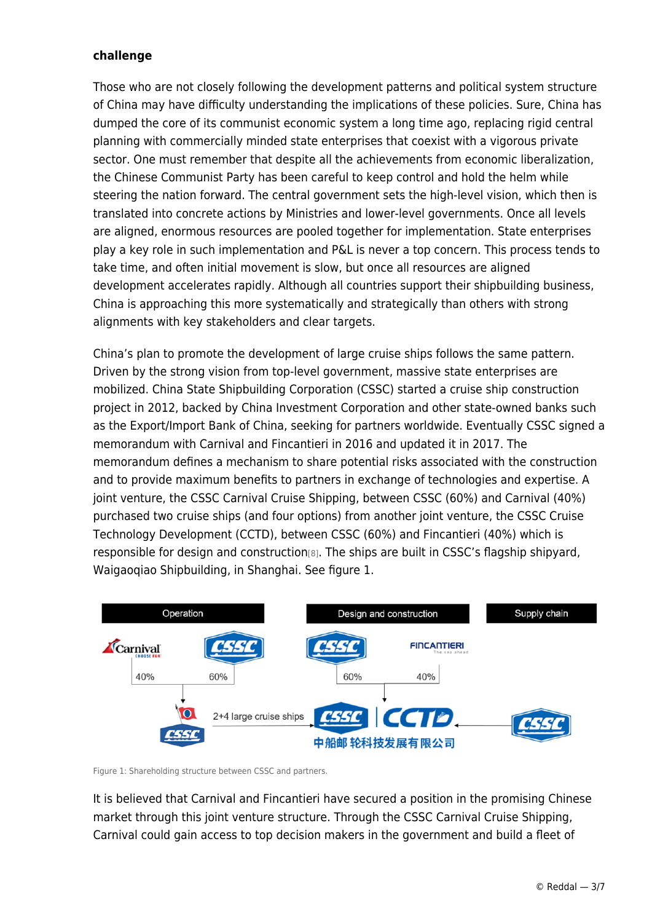### challenge

Those who are not closely following the development patterns and political system structure of China may have difficulty understanding the implications of these policies. Sure, China has dumped the core of its communist economic system a long time ago, replacing rigid central planning with commercially minded state enterprises that coexist with a vigorous private sector. One must remember that despite all the achievements from economic liberalization, the Chinese Communist Party has been careful to keep control and hold the helm while steering the nation forward. The central government sets the high-level vision, which then is translated into concrete actions by Ministries and lower-level governments. Once all levels are aligned, enormous resources are pooled together for implementation. State enterprises play a key role in such implementation and P&L is never a top concern. This process tends to take time, and often initial movement is slow, but once all resources are aligned development accelerates rapidly. Although all countries support their shipbuilding business, China is approaching this more systematically and strategically than others with strong alignments with key stakeholders and clear targets.

China's plan to promote the development of large cruise ships follows the same pattern. Driven by the strong vision from top-level government, massive state enterprises are mobilized. China State Shipbuilding Corporation (CSSC) started a cruise ship construction project in 2012, backed by China Investment Corporation and other state-owned banks such as the Export/Import Bank of China, seeking for partners worldwide. Eventually CSSC signed a memorandum with Carnival and Fincantieri in 2016 and updated it in 2017. The memorandum defines a mechanism to share potential risks associated with the construction and to provide maximum benefits to partners in exchange of technologies and expertise. A joint venture, the CSSC Carnival Cruise Shipping, between CSSC (60%) and Carnival (40%) purchased two cruise ships (and four options) from another joint venture, the CSSC Cruise Technology Development (CCTD), between CSSC (60%) and Fincantieri (40%) which is responsible for design and construction[8]. The ships are built in CSSC's flagship shipyard, Waigaoqiao Shipbuilding, in Shanghai. See figure 1.

Figure 1: Shareholding structure between CSSC and partners.

It is believed that Carnival and Fincantieri have secured a position in the promising Chinese market through this joint venture structure. Through the CSSC Carnival Cruise Shipping, Carnival could gain access to top decision makers in the government and build a fleet of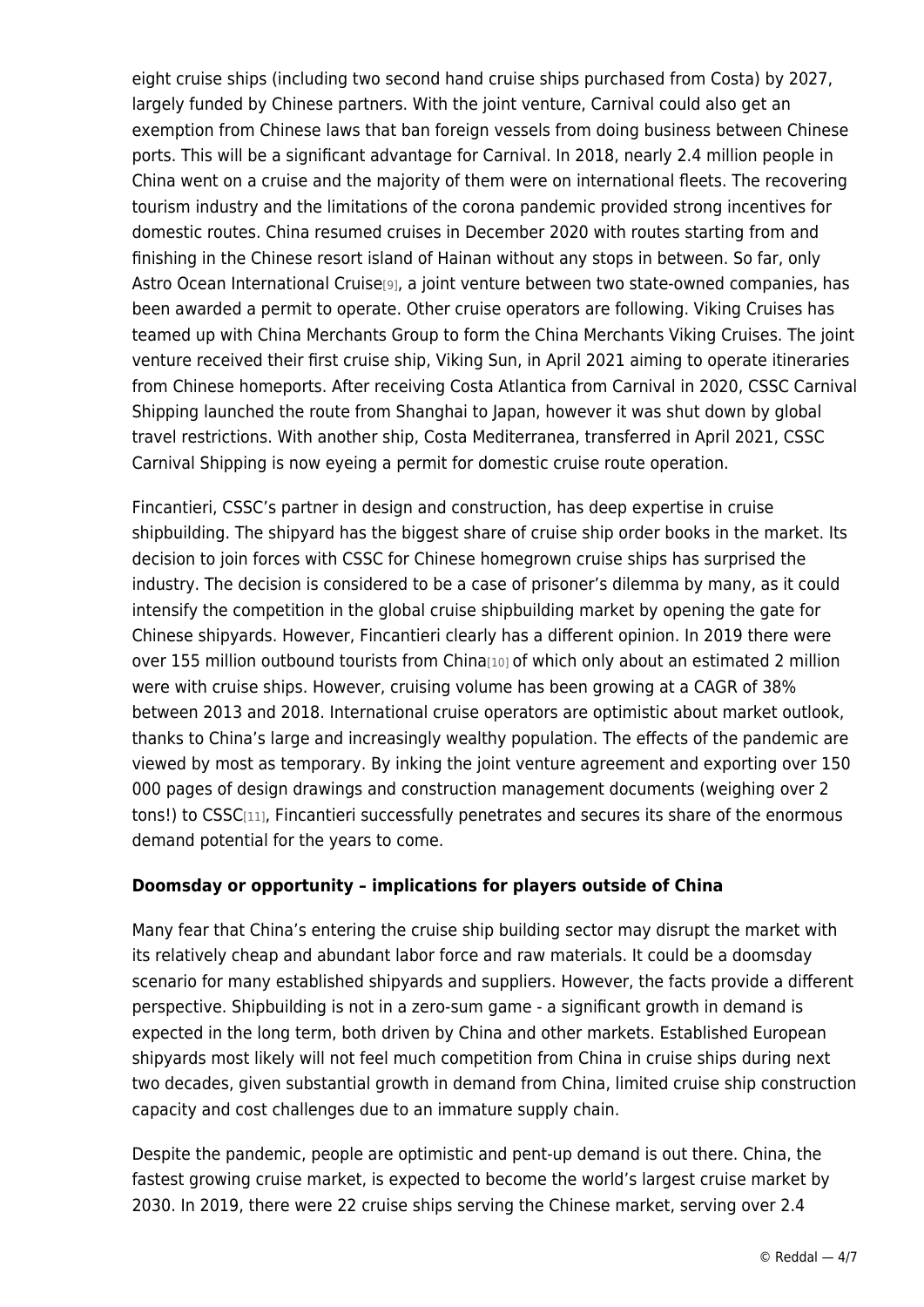eight cruise ships (including two second hand cruise ships purchased from Costa) by 2027, largely funded by Chinese partners. With the joint venture, Carnival could also get an exemption from Chinese laws that ban foreign vessels from doing business between Chinese ports. This will be a significant advantage for Carnival. In 2018, nearly 2.4 million people in China went on a cruise and the majority of them were on international fleets. The recovering tourism industry and the limitations of the corona pandemic provided strong incentives for domestic routes. China resumed cruises in December 2020 with routes starting from and finishing in the Chinese resort island of Hainan without any stops in between. So far, only Astro Ocean International Cruise[9], a joint venture between two state-owned companies, has been awarded a permit to operate. Other cruise operators are following. Viking Cruises has teamed up with China Merchants Group to form the China Merchants Viking Cruises. The joint venture received their first cruise ship, Viking Sun, in April 2021 aiming to operate itineraries from Chinese homeports. After receiving Costa Atlantica from Carnival in 2020, CSSC Carnival Shipping launched the route from Shanghai to Japan, however it was shut down by global travel restrictions. With another ship, Costa Mediterranea, transferred in April 2021, CSSC Carnival Shipping is now eyeing a permit for domestic cruise route operation.

Fincantieri, CSSC's partner in design and construction, has deep expertise in cruise shipbuilding. The shipyard has the biggest share of cruise ship order books in the market. Its decision to join forces with CSSC for Chinese homegrown cruise ships has surprised the industry. The decision is considered to be a case of prisoner's dilemma by many, as it could intensify the competition in the global cruise shipbuilding market by opening the gate for Chinese shipyards. However, Fincantieri clearly has a different opinion. In 2019 there were over 155 million outbound tourists from China[10] of which only about an estimated 2 million were with cruise ships. However, cruising volume has been growing at a CAGR of 38% between 2013 and 2018. International cruise operators are optimistic about market outlook, thanks to China's large and increasingly wealthy population. The effects of the pandemic are viewed by most as temporary. By inking the joint venture agreement and exporting over 150 000 pages of design drawings and construction management documents (weighing over 2 tons!) to CSSC[11], Fincantieri successfully penetrates and secures its share of the enormous demand potential for the years to come.

**Doomsday or opportunity – implications for players outside of China**

Many fear that China's entering the cruise ship building sector may disrupt the market with its relatively cheap and abundant labor force and raw materials. It could be a doomsday scenario for many established shipyards and suppliers. However, the facts provide a different perspective. Shipbuilding is not in a zero-sum game - a significant growth in demand is expected in the long term, both driven by China and other markets. Established European shipyards most likely will not feel much competition from China in cruise ships during next two decades, given substantial growth in demand from China, limited cruise ship construction capacity and cost challenges due to an immature supply chain.

Despite the pandemic, people are optimistic and pent-up demand is out there. China, the fastest growing cruise market, is expected to become the world's largest cruise market by 2030. In 2019, there were 22 cruise ships serving the Chinese market, serving over 2.4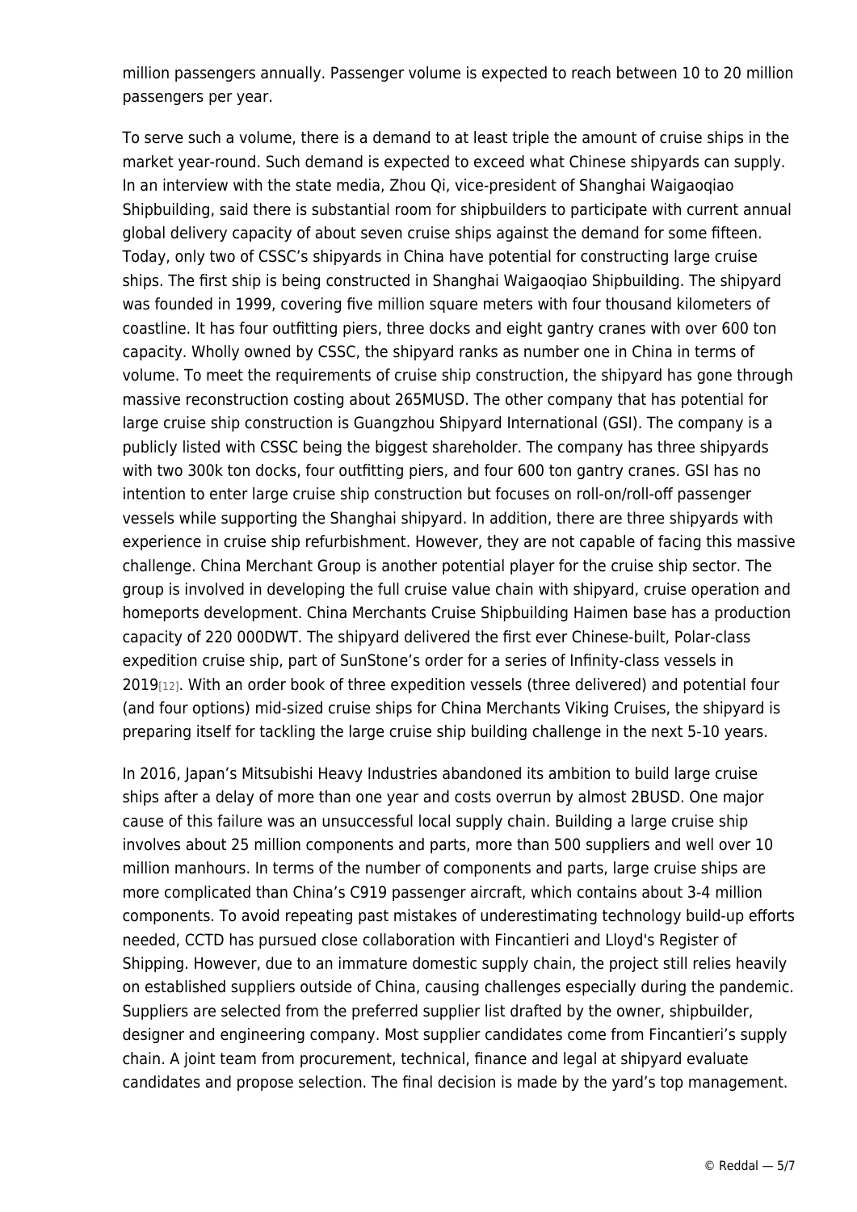million passengers annually. Passenger volume is expected to reach between 10 to 20 million passengers per year.

To serve such a volume, there is a demand to at least triple the amount of cruise ships in the market year-round. Such demand is expected to exceed what Chinese shipyards can supply. In an interview with the state media, Zhou Qi, vice-president of Shanghai Waigaoqiao Shipbuilding, said there is substantial room for shipbuilders to participate with current annual global delivery capacity of about seven cruise ships against the demand for some fifteen. Today, only two of CSSC's shipyards in China have potential for constructing large cruise ships. The first ship is being constructed in Shanghai Waigaoqiao Shipbuilding. The shipyard was founded in 1999, covering five million square meters with four thousand kilometers of coastline. It has four outfitting piers, three docks and eight gantry cranes with over 600 ton capacity. Wholly owned by CSSC, the shipyard ranks as number one in China in terms of volume. To meet the requirements of cruise ship construction, the shipyard has gone through massive reconstruction costing about 265MUSD. The other company that has potential for large cruise ship construction is Guangzhou Shipyard International (GSI). The company is a publicly listed with CSSC being the biggest shareholder. The company has three shipyards with two 300k ton docks, four outfitting piers, and four 600 ton gantry cranes. GSI has no intention to enter large cruise ship construction but focuses on roll-on/roll-off passenger vessels while supporting the Shanghai shipyard. In addition, there are three shipyards with experience in cruise ship refurbishment. However, they are not capable of facing this massive challenge. China Merchant Group is another potential player for the cruise ship sector. The group is involved in developing the full cruise value chain with shipyard, cruise operation and homeports development. China Merchants Cruise Shipbuilding Haimen base has a production capacity of 220 000DWT. The shipyard delivered the first ever Chinese-built, Polar-class expedition cruise ship, part of SunStone's order for a series of Infinity-class vessels in 2019[12]. With an order book of three expedition vessels (three delivered) and potential four (and four options) mid-sized cruise ships for China Merchants Viking Cruises, the shipyard is preparing itself for tackling the large cruise ship building challenge in the next 5-10 years.

In 2016, Japan's Mitsubishi Heavy Industries abandoned its ambition to build large cruise ships after a delay of more than one year and costs overrun by almost 2BUSD. One major cause of this failure was an unsuccessful local supply chain. Building a large cruise ship involves about 25 million components and parts, more than 500 suppliers and well over 10 million manhours. In terms of the number of components and parts, large cruise ships are more complicated than China's C919 passenger aircraft, which contains about 3-4 million components. To avoid repeating past mistakes of underestimating technology build-up efforts needed, CCTD has pursued close collaboration with Fincantieri and Lloyd's Register of Shipping. However, due to an immature domestic supply chain, the project still relies heavily on established suppliers outside of China, causing challenges especially during the pandemic. Suppliers are selected from the preferred supplier list drafted by the owner, shipbuilder, designer and engineering company. Most supplier candidates come from Fincantieri's supply chain. A joint team from procurement, technical, finance and legal at shipyard evaluate candidates and propose selection. The final decision is made by the yard's top management.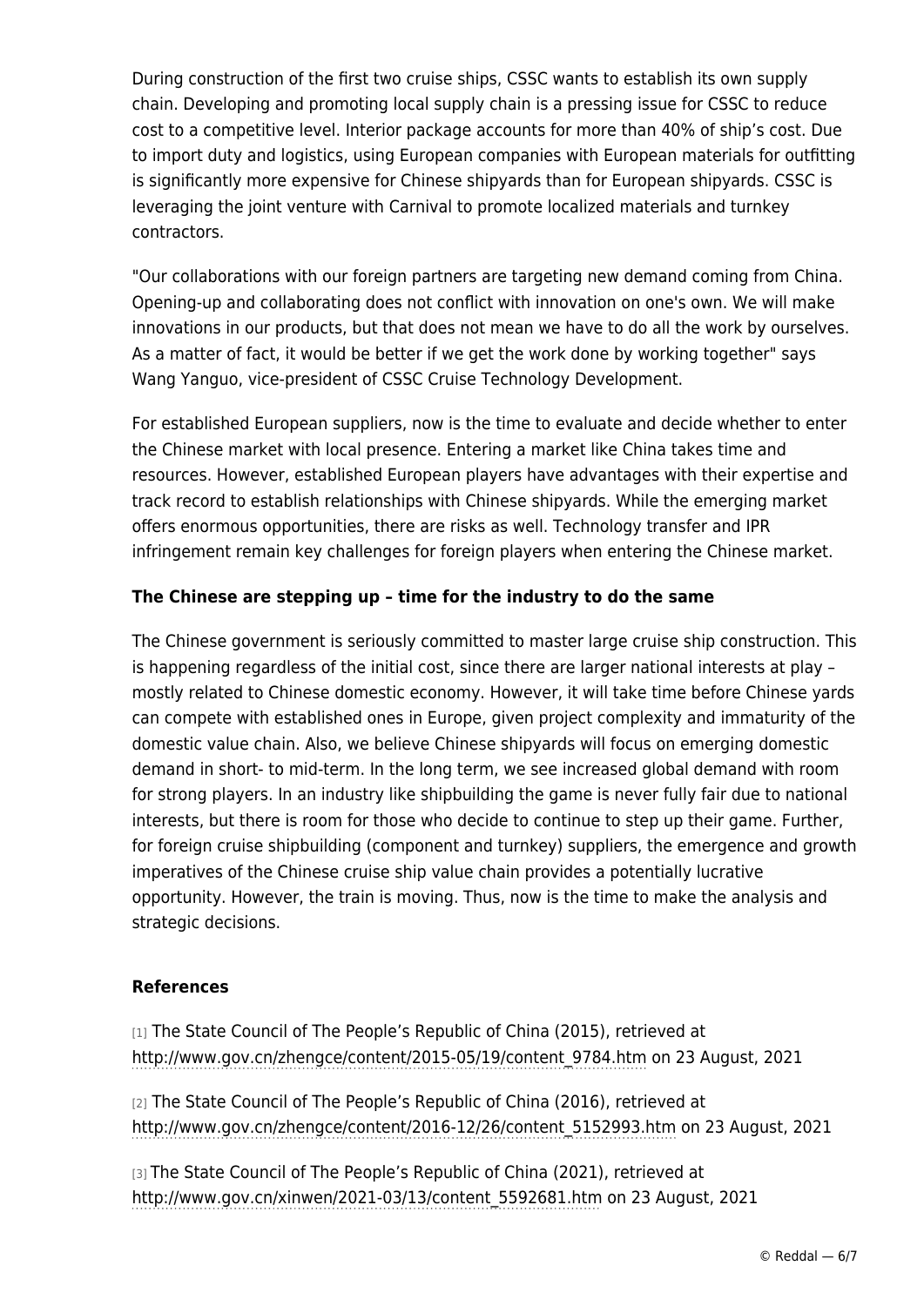During construction of the first two cruise ships, CSSC wants to establish its own supply chain. Developing and promoting local supply chain is a pressing issue for CSSC to reduce cost to a competitive level. Interior package accounts for more than 40% of ship's cost. Due to import duty and logistics, using European companies with European materials for outfitting is significantly more expensive for Chinese shipyards than for European shipyards. CSSC is leveraging the joint venture with Carnival to promote localized materials and turnkey contractors.

"Our collaborations with our foreign partners are targeting new demand coming from China. Opening-up and collaborating does not conflict with innovation on one's own. We will make innovations in our products, but that does not mean we have to do all the work by ourselves. As a matter of fact, it would be better if we get the work done by working together" says Wang Yanguo, vice-president of CSSC Cruise Technology Development.

For established European suppliers, now is the time to evaluate and decide whether to enter the Chinese market with local presence. Entering a market like China takes time and resources. However, established European players have advantages with their expertise and track record to establish relationships with Chinese shipyards. While the emerging market offers enormous opportunities, there are risks as well. Technology transfer and IPR infringement remain key challenges for foreign players when entering the Chinese market.

### The Chinese are stepping up – time for the industry to do the same

The Chinese government is seriously committed to master large cruise ship construction. This is happening regardless of the initial cost, since there are larger national interests at play – mostly related to Chinese domestic economy. However, it will take time before Chinese yards can compete with established ones in Europe, given project complexity and immaturity of the domestic value chain. Also, we believe Chinese shipyards will focus on emerging domestic demand in short- to mid-term. In the long term, we see increased global demand with room for strong players. In an industry like shipbuilding the game is never fully fair due to national interests, but there is room for those who decide to continue to step up their game. Further, for foreign cruise shipbuilding (component and turnkey) suppliers, the emergence and growth imperatives of the Chinese cruise ship value chain provides a potentially lucrative opportunity. However, the train is moving. Thus, now is the time to make the analysis and strategic decisions.

### References

[1] The State Council of The People's Republic of China (2015), retrieved at http://www.gov.cn/zhengce/content/2015-05/19/content_9784.htm on 23 August, 2021

[2] The State Council of The People's Republic of China (2016), retrieved at http://www.gov.cn/zhengce/content/2016-12/26/content_5152993.htm on 23 August, 2021

[3] The State Council of The People's Republic of China (2021), retrieved at http://www.gov.cn/xinwen/2021-03/13/content_5592681.htm on 23 August, 2021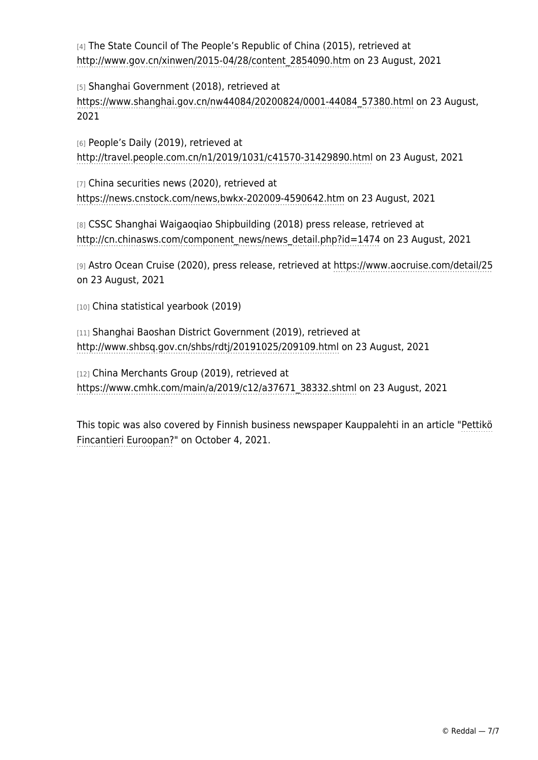[4] The State Council of The People's Republic of China (2015), retrieved at http://www.gov.cn/xinwen/2015-04/28/content_2854090.htm on 23 August, 2021

[5] Shanghai Government (2018), retrieved at https://www.shanghai.gov.cn/nw44084/20200824/0001-44084_57380.html on 23 August, 2021

[6] People's Daily (2019), retrieved at http://travel.people.com.cn/n1/2019/1031/c41570-31429890.html on 23 August, 2021

[7] China securities news (2020), retrieved at https://news.cnstock.com/news,bwkx-202009-4590642.htm on 23 August, 2021

[8] CSSC Shanghai Waigaoqiao Shipbuilding (2018) press release, retrieved at http://cn.chinasws.com/component_news/news_detail.php?id=1474 on 23 August, 2021

[9] Astro Ocean Cruise (2020), press release, retrieved at https://www.aocruise.com/detail/25 on 23 August, 2021

[10] China statistical yearbook (2019)

[11] Shanghai Baoshan District Government (2019), retrieved at http://www.shbsq.gov.cn/shbs/rdtj/20191025/209109.html on 23 August, 2021

[12] China Merchants Group (2019), retrieved at https://www.cmhk.com/main/a/2019/c12/a37671_38332.shtml on 23 August, 2021

This topic was also covered by Finnish business newspaper Kauppalehti in an article "Pettikö Fincantieri Euroopan?" on October 4, 2021.